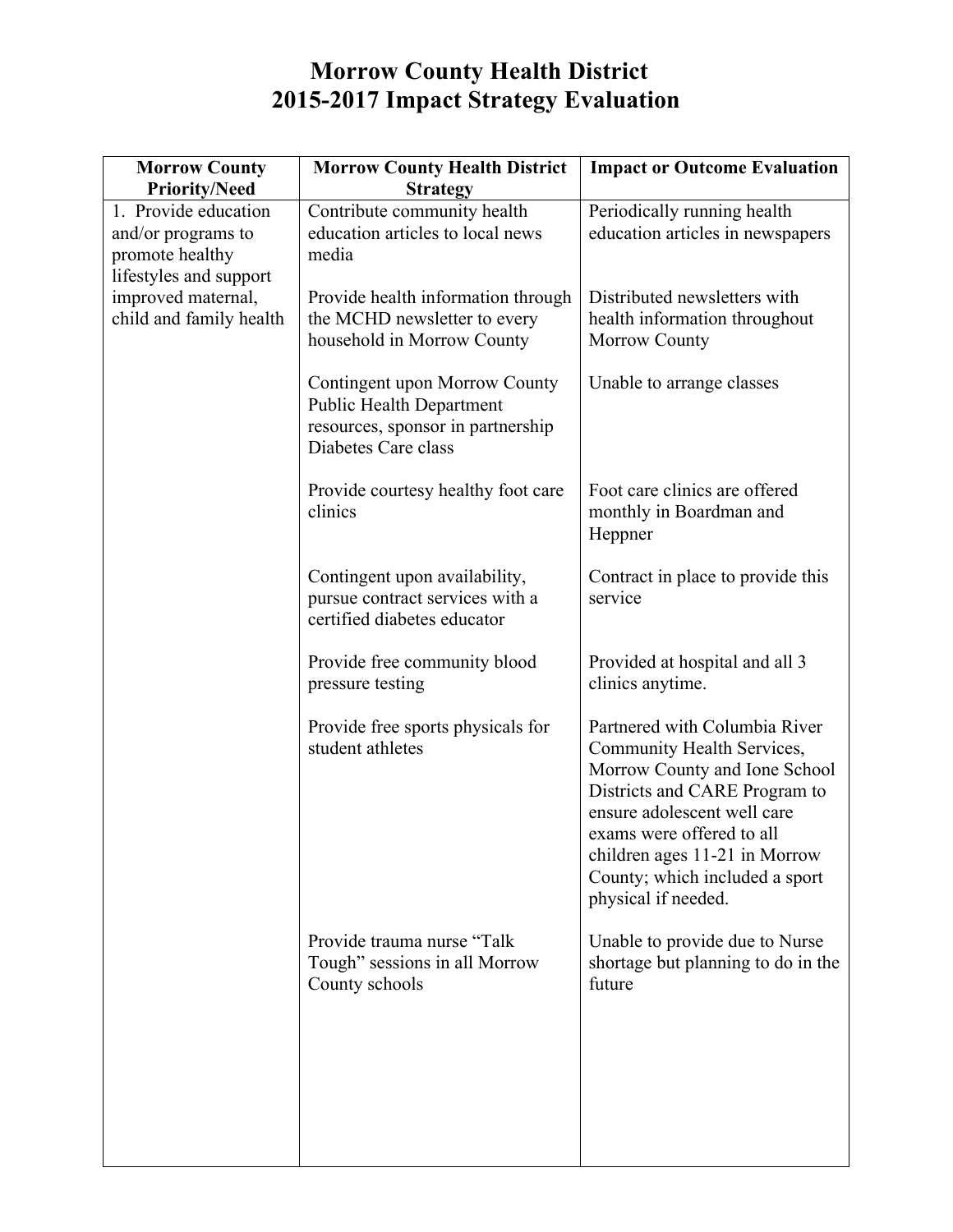# Morrow County Health District
# 2015-2017 Impact Strategy Evaluation

| Morrow County Priority/Need | Morrow County Health District Strategy | Impact or Outcome Evaluation |
|---|---|---|
| 1. Provide education and/or programs to promote healthy lifestyles and support improved maternal, child and family health | Contribute community health education articles to local news media | Periodically running health education articles in newspapers |
| | Provide health information through the MCHD newsletter to every household in Morrow County | Distributed newsletters with health information throughout Morrow County |
| | Contingent upon Morrow County Public Health Department resources, sponsor in partnership Diabetes Care class | Unable to arrange classes |
| | Provide courtesy healthy foot care clinics | Foot care clinics are offered monthly in Boardman and Heppner |
| | Contingent upon availability, pursue contract services with a certified diabetes educator | Contract in place to provide this service |
| | Provide free community blood pressure testing | Provided at hospital and all 3 clinics anytime. |
| | Provide free sports physicals for student athletes | Partnered with Columbia River Community Health Services, Morrow County and Ione School Districts and CARE Program to ensure adolescent well care exams were offered to all children ages 11-21 in Morrow County; which included a sport physical if needed. |
| | Provide trauma nurse "Talk Tough" sessions in all Morrow County schools | Unable to provide due to Nurse shortage but planning to do in the future |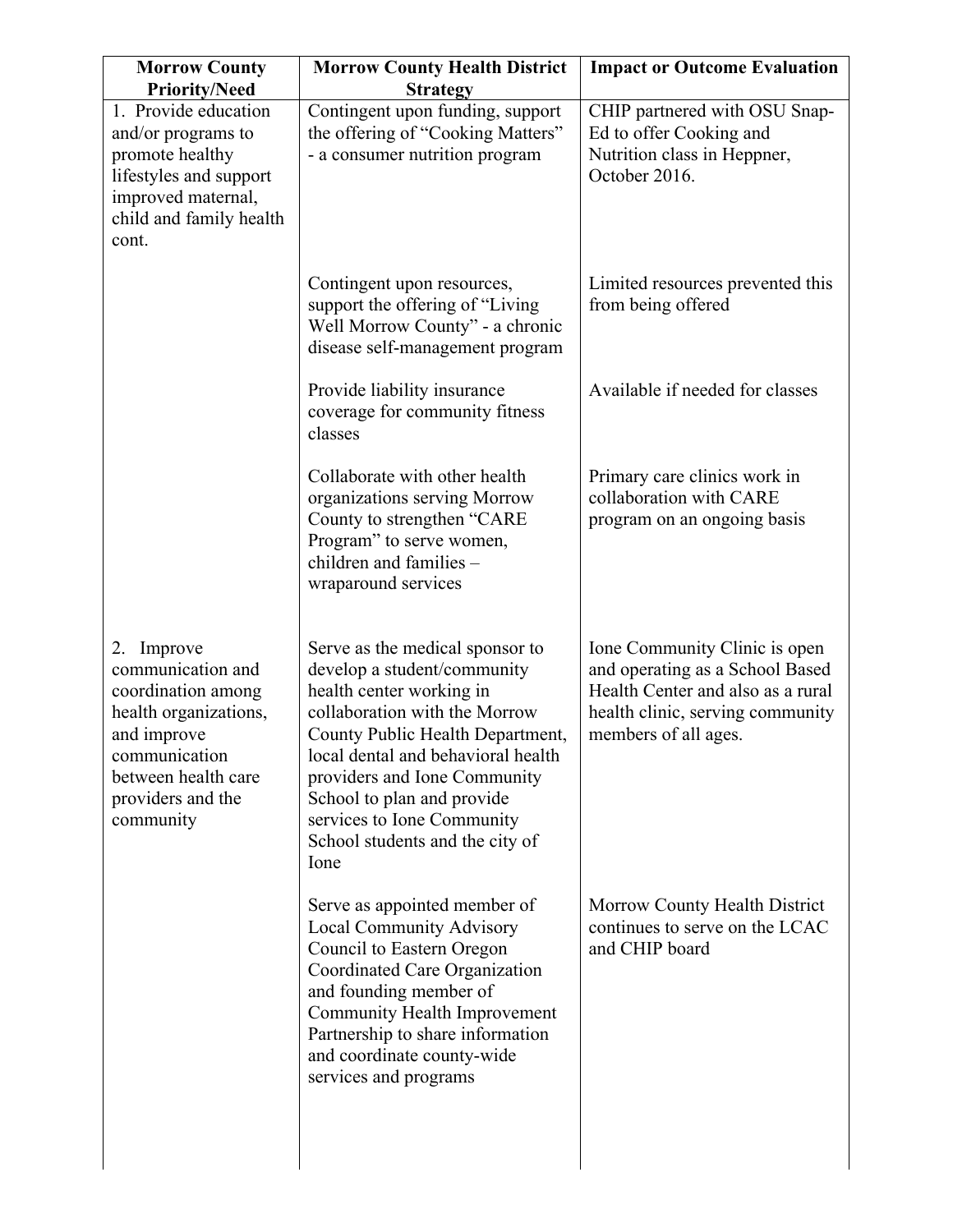| Morrow County Priority/Need | Morrow County Health District Strategy | Impact or Outcome Evaluation |
|---|---|---|
| 1. Provide education and/or programs to promote healthy lifestyles and support improved maternal, child and family health cont. | Contingent upon funding, support the offering of "Cooking Matters" - a consumer nutrition program | CHIP partnered with OSU Snap-Ed to offer Cooking and Nutrition class in Heppner, October 2016. |
| | Contingent upon resources, support the offering of "Living Well Morrow County" - a chronic disease self-management program | Limited resources prevented this from being offered |
| | Provide liability insurance coverage for community fitness classes | Available if needed for classes |
| | Collaborate with other health organizations serving Morrow County to strengthen "CARE Program" to serve women, children and families – wraparound services | Primary care clinics work in collaboration with CARE program on an ongoing basis |
| 2. Improve communication and coordination among health organizations, and improve communication between health care providers and the community | Serve as the medical sponsor to develop a student/community health center working in collaboration with the Morrow County Public Health Department, local dental and behavioral health providers and Ione Community School to plan and provide services to Ione Community School students and the city of Ione | Ione Community Clinic is open and operating as a School Based Health Center and also as a rural health clinic, serving community members of all ages. |
| | Serve as appointed member of Local Community Advisory Council to Eastern Oregon Coordinated Care Organization and founding member of Community Health Improvement Partnership to share information and coordinate county-wide services and programs | Morrow County Health District continues to serve on the LCAC and CHIP board |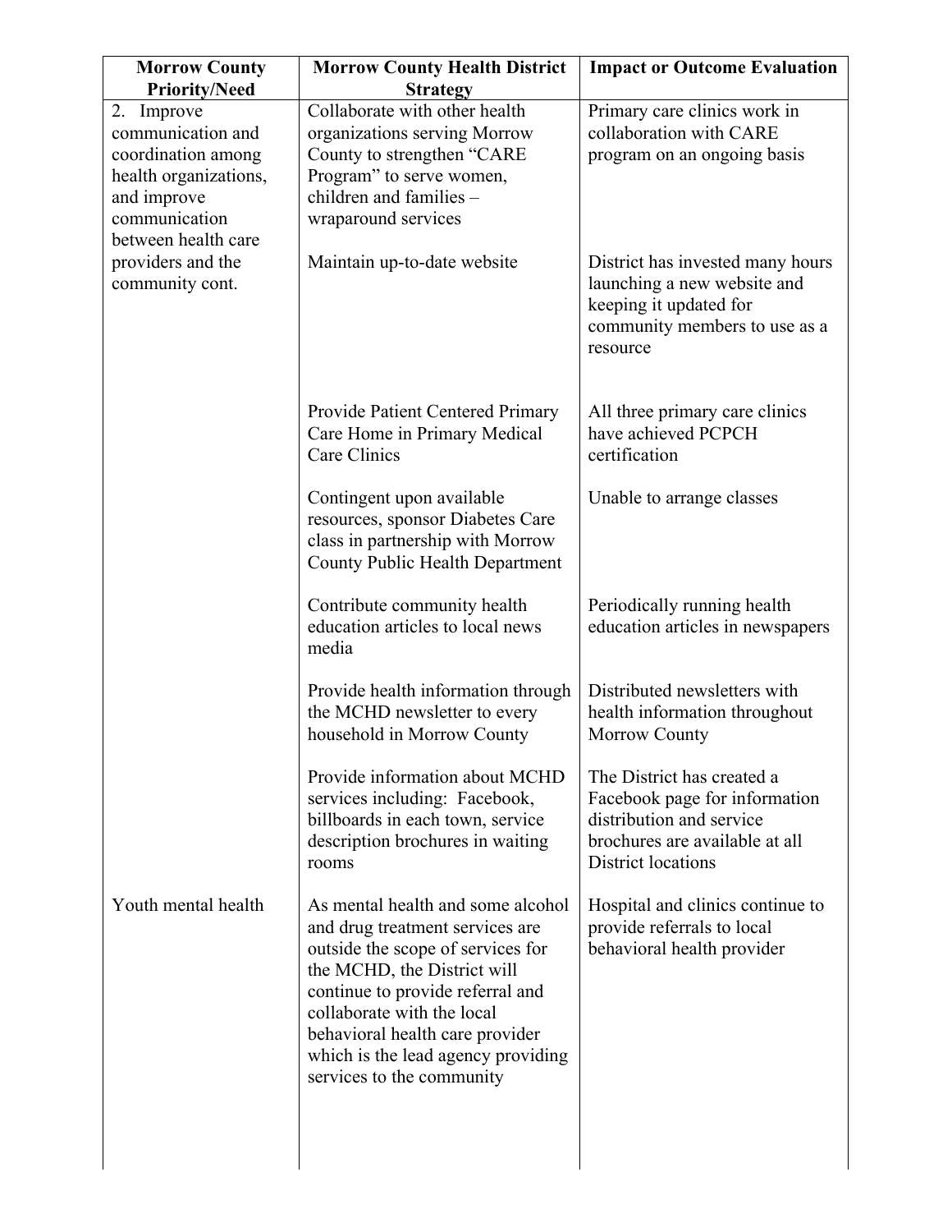| Morrow County Priority/Need | Morrow County Health District Strategy | Impact or Outcome Evaluation |
|---|---|---|
| 2. Improve communication and coordination among health organizations, and improve communication between health care providers and the community cont. | Collaborate with other health organizations serving Morrow County to strengthen "CARE Program" to serve women, children and families – wraparound services | Primary care clinics work in collaboration with CARE program on an ongoing basis |
| | Maintain up-to-date website | District has invested many hours launching a new website and keeping it updated for community members to use as a resource |
| | Provide Patient Centered Primary Care Home in Primary Medical Care Clinics | All three primary care clinics have achieved PCPCH certification |
| | Contingent upon available resources, sponsor Diabetes Care class in partnership with Morrow County Public Health Department | Unable to arrange classes |
| | Contribute community health education articles to local news media | Periodically running health education articles in newspapers |
| | Provide health information through the MCHD newsletter to every household in Morrow County | Distributed newsletters with health information throughout Morrow County |
| | Provide information about MCHD services including: Facebook, billboards in each town, service description brochures in waiting rooms | The District has created a Facebook page for information distribution and service brochures are available at all District locations |
| Youth mental health | As mental health and some alcohol and drug treatment services are outside the scope of services for the MCHD, the District will continue to provide referral and collaborate with the local behavioral health care provider which is the lead agency providing services to the community | Hospital and clinics continue to provide referrals to local behavioral health provider |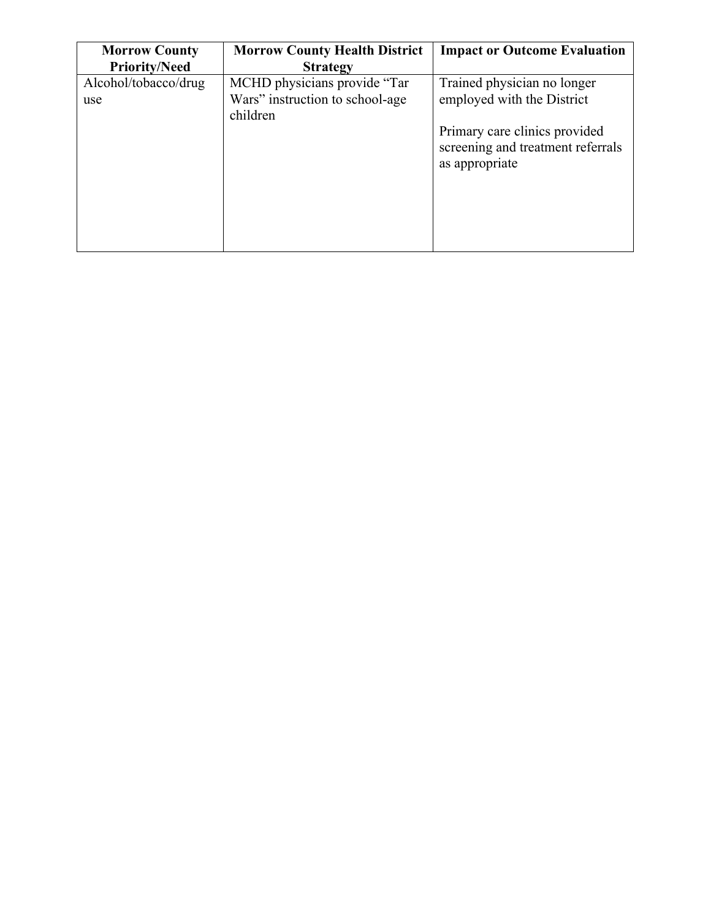| Morrow County Priority/Need | Morrow County Health District Strategy | Impact or Outcome Evaluation |
| --- | --- | --- |
| Alcohol/tobacco/drug use | MCHD physicians provide "Tar Wars" instruction to school-age children | Trained physician no longer employed with the District<br><br>Primary care clinics provided screening and treatment referrals as appropriate |